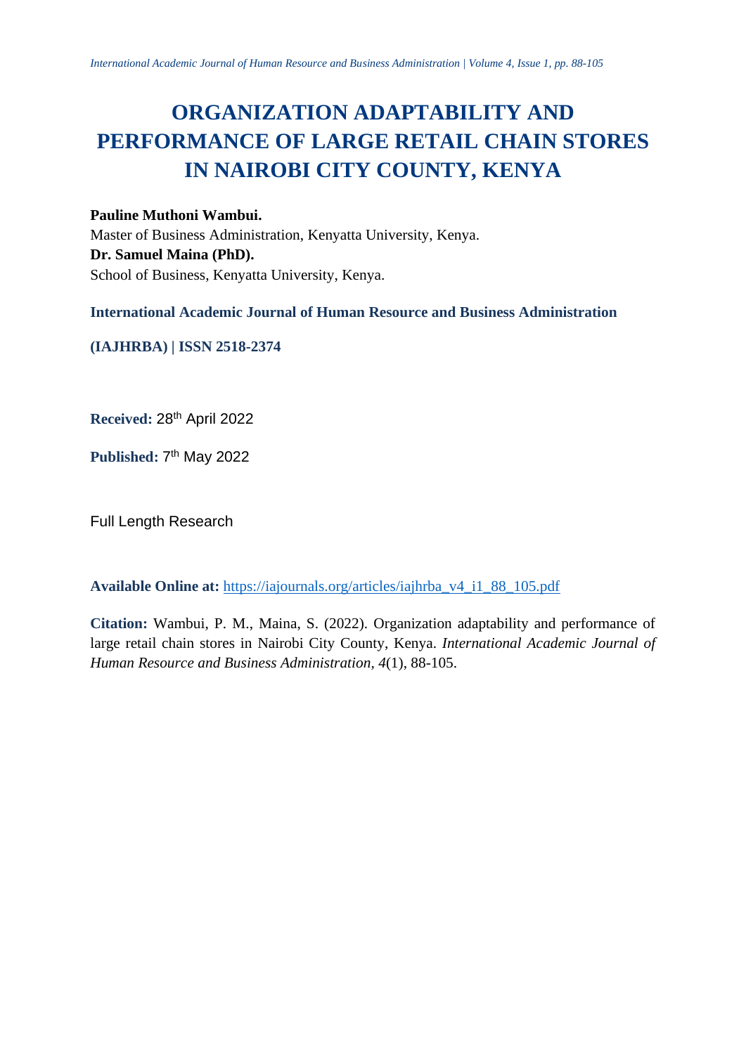# ORGANIZATION ADAPTABILITY AND PERFORMANCE OF LARGE RETAIL CHAIN STORES IN NAIROBI CITY COUNTY, KENYA

**Pauline Muthoni Wambui.**
Master of Business Administration, Kenyatta University, Kenya.
**Dr. Samuel Maina (PhD).**
School of Business, Kenyatta University, Kenya.

**International Academic Journal of Human Resource and Business Administration**

**(IAJHRBA) | ISSN 2518-2374**

**Received:** 28th April 2022

**Published:** 7th May 2022

Full Length Research

**Available Online at:** https://iajournals.org/articles/iajhrba_v4_i1_88_105.pdf

**Citation:** Wambui, P. M., Maina, S. (2022). Organization adaptability and performance of large retail chain stores in Nairobi City County, Kenya. *International Academic Journal of Human Resource and Business Administration*, *4*(1), 88-105.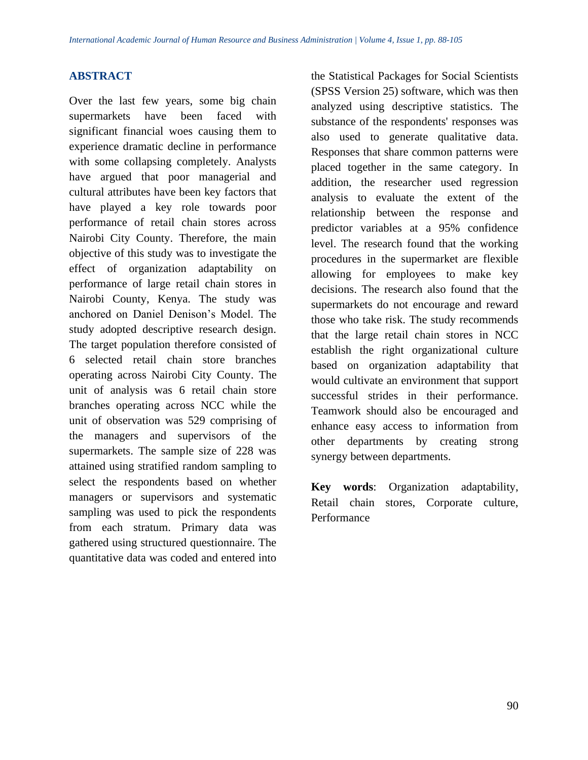## ABSTRACT

Over the last few years, some big chain supermarkets have been faced with significant financial woes causing them to experience dramatic decline in performance with some collapsing completely. Analysts have argued that poor managerial and cultural attributes have been key factors that have played a key role towards poor performance of retail chain stores across Nairobi City County. Therefore, the main objective of this study was to investigate the effect of organization adaptability on performance of large retail chain stores in Nairobi County, Kenya. The study was anchored on Daniel Denison's Model. The study adopted descriptive research design. The target population therefore consisted of 6 selected retail chain store branches operating across Nairobi City County. The unit of analysis was 6 retail chain store branches operating across NCC while the unit of observation was 529 comprising of the managers and supervisors of the supermarkets. The sample size of 228 was attained using stratified random sampling to select the respondents based on whether managers or supervisors and systematic sampling was used to pick the respondents from each stratum. Primary data was gathered using structured questionnaire. The quantitative data was coded and entered into the Statistical Packages for Social Scientists (SPSS Version 25) software, which was then analyzed using descriptive statistics. The substance of the respondents' responses was also used to generate qualitative data. Responses that share common patterns were placed together in the same category. In addition, the researcher used regression analysis to evaluate the extent of the relationship between the response and predictor variables at a 95% confidence level. The research found that the working procedures in the supermarket are flexible allowing for employees to make key decisions. The research also found that the supermarkets do not encourage and reward those who take risk. The study recommends that the large retail chain stores in NCC establish the right organizational culture based on organization adaptability that would cultivate an environment that support successful strides in their performance. Teamwork should also be encouraged and enhance easy access to information from other departments by creating strong synergy between departments.

**Key words**: Organization adaptability, Retail chain stores, Corporate culture, Performance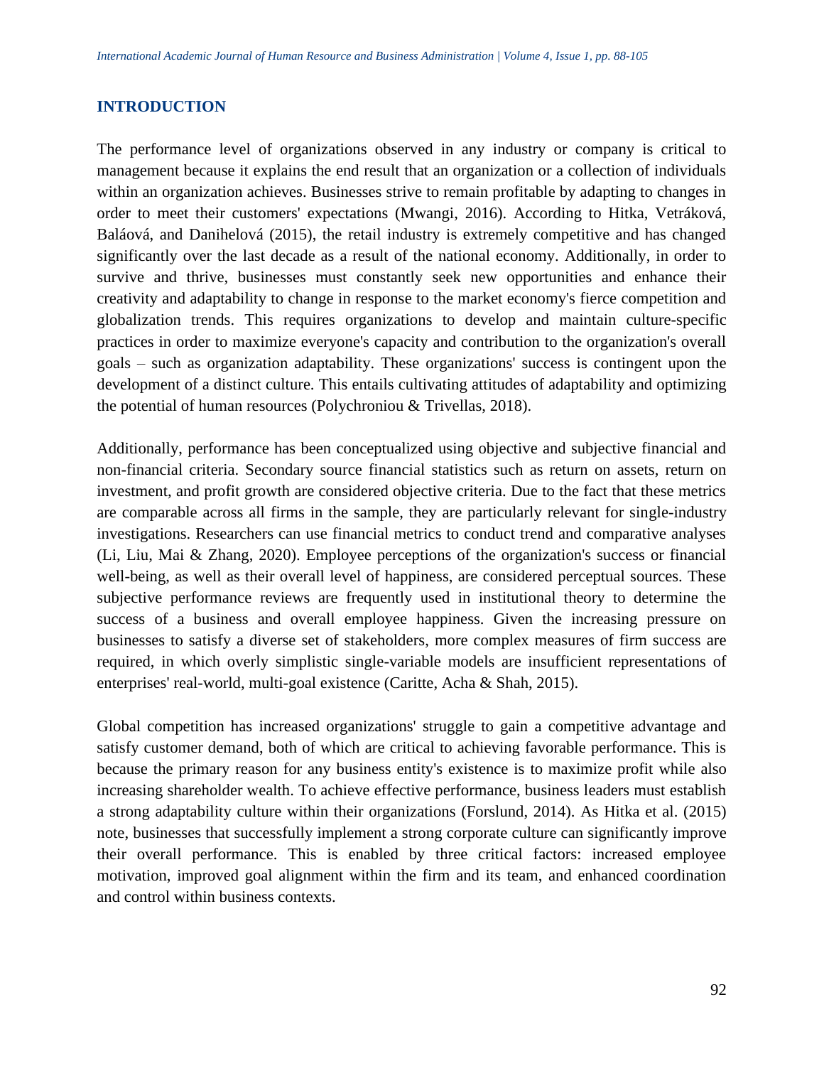## INTRODUCTION

The performance level of organizations observed in any industry or company is critical to management because it explains the end result that an organization or a collection of individuals within an organization achieves. Businesses strive to remain profitable by adapting to changes in order to meet their customers' expectations (Mwangi, 2016). According to Hitka, Vetráková, Baláová, and Danihelová (2015), the retail industry is extremely competitive and has changed significantly over the last decade as a result of the national economy. Additionally, in order to survive and thrive, businesses must constantly seek new opportunities and enhance their creativity and adaptability to change in response to the market economy's fierce competition and globalization trends. This requires organizations to develop and maintain culture-specific practices in order to maximize everyone's capacity and contribution to the organization's overall goals – such as organization adaptability. These organizations' success is contingent upon the development of a distinct culture. This entails cultivating attitudes of adaptability and optimizing the potential of human resources (Polychroniou & Trivellas, 2018).

Additionally, performance has been conceptualized using objective and subjective financial and non-financial criteria. Secondary source financial statistics such as return on assets, return on investment, and profit growth are considered objective criteria. Due to the fact that these metrics are comparable across all firms in the sample, they are particularly relevant for single-industry investigations. Researchers can use financial metrics to conduct trend and comparative analyses (Li, Liu, Mai & Zhang, 2020). Employee perceptions of the organization's success or financial well-being, as well as their overall level of happiness, are considered perceptual sources. These subjective performance reviews are frequently used in institutional theory to determine the success of a business and overall employee happiness. Given the increasing pressure on businesses to satisfy a diverse set of stakeholders, more complex measures of firm success are required, in which overly simplistic single-variable models are insufficient representations of enterprises' real-world, multi-goal existence (Caritte, Acha & Shah, 2015).

Global competition has increased organizations' struggle to gain a competitive advantage and satisfy customer demand, both of which are critical to achieving favorable performance. This is because the primary reason for any business entity's existence is to maximize profit while also increasing shareholder wealth. To achieve effective performance, business leaders must establish a strong adaptability culture within their organizations (Forslund, 2014). As Hitka et al. (2015) note, businesses that successfully implement a strong corporate culture can significantly improve their overall performance. This is enabled by three critical factors: increased employee motivation, improved goal alignment within the firm and its team, and enhanced coordination and control within business contexts.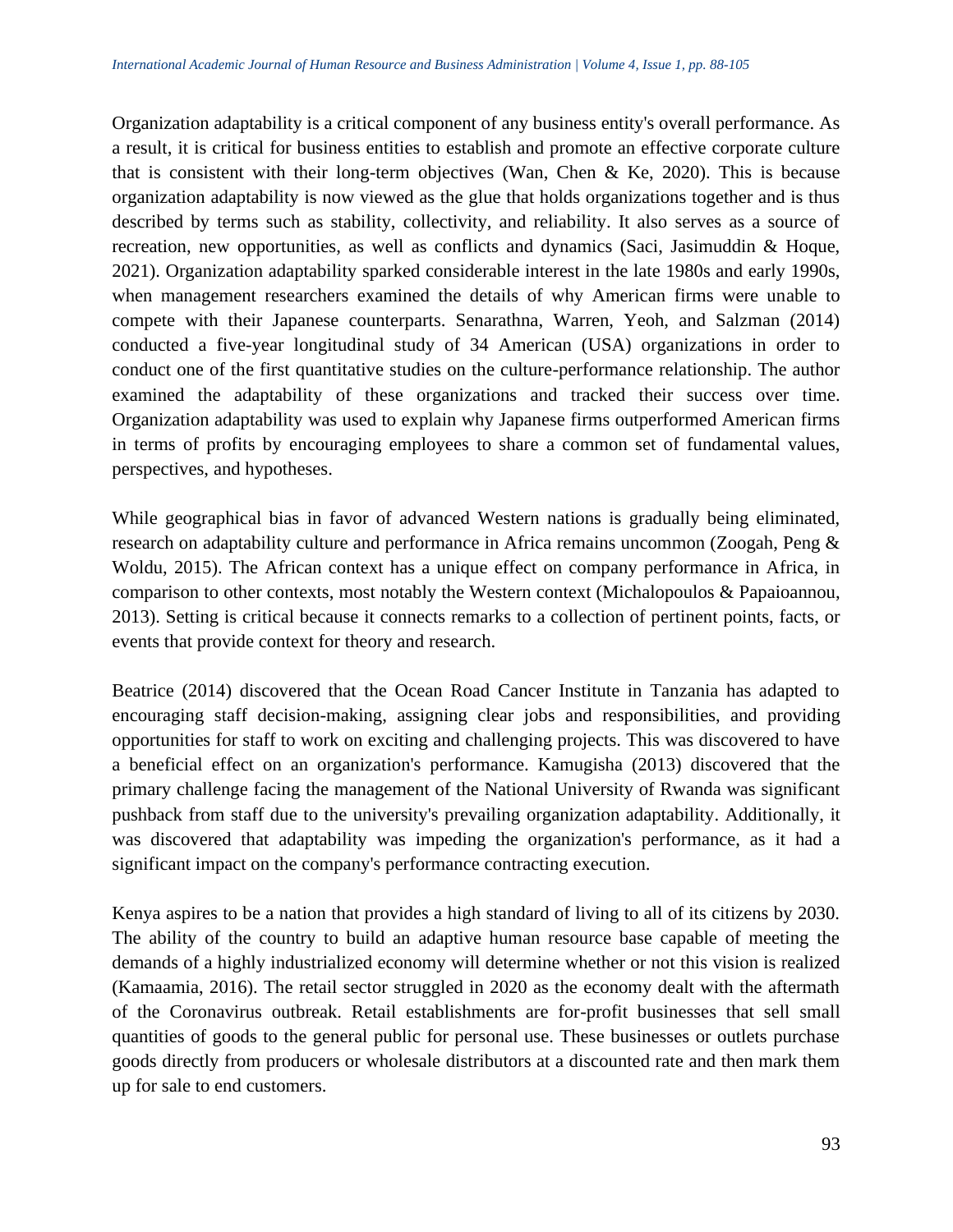Organization adaptability is a critical component of any business entity's overall performance. As a result, it is critical for business entities to establish and promote an effective corporate culture that is consistent with their long-term objectives (Wan, Chen & Ke, 2020). This is because organization adaptability is now viewed as the glue that holds organizations together and is thus described by terms such as stability, collectivity, and reliability. It also serves as a source of recreation, new opportunities, as well as conflicts and dynamics (Saci, Jasimuddin & Hoque, 2021). Organization adaptability sparked considerable interest in the late 1980s and early 1990s, when management researchers examined the details of why American firms were unable to compete with their Japanese counterparts. Senarathna, Warren, Yeoh, and Salzman (2014) conducted a five-year longitudinal study of 34 American (USA) organizations in order to conduct one of the first quantitative studies on the culture-performance relationship. The author examined the adaptability of these organizations and tracked their success over time. Organization adaptability was used to explain why Japanese firms outperformed American firms in terms of profits by encouraging employees to share a common set of fundamental values, perspectives, and hypotheses.

While geographical bias in favor of advanced Western nations is gradually being eliminated, research on adaptability culture and performance in Africa remains uncommon (Zoogah, Peng & Woldu, 2015). The African context has a unique effect on company performance in Africa, in comparison to other contexts, most notably the Western context (Michalopoulos & Papaioannou, 2013). Setting is critical because it connects remarks to a collection of pertinent points, facts, or events that provide context for theory and research.

Beatrice (2014) discovered that the Ocean Road Cancer Institute in Tanzania has adapted to encouraging staff decision-making, assigning clear jobs and responsibilities, and providing opportunities for staff to work on exciting and challenging projects. This was discovered to have a beneficial effect on an organization's performance. Kamugisha (2013) discovered that the primary challenge facing the management of the National University of Rwanda was significant pushback from staff due to the university's prevailing organization adaptability. Additionally, it was discovered that adaptability was impeding the organization's performance, as it had a significant impact on the company's performance contracting execution.

Kenya aspires to be a nation that provides a high standard of living to all of its citizens by 2030. The ability of the country to build an adaptive human resource base capable of meeting the demands of a highly industrialized economy will determine whether or not this vision is realized (Kamaamia, 2016). The retail sector struggled in 2020 as the economy dealt with the aftermath of the Coronavirus outbreak. Retail establishments are for-profit businesses that sell small quantities of goods to the general public for personal use. These businesses or outlets purchase goods directly from producers or wholesale distributors at a discounted rate and then mark them up for sale to end customers.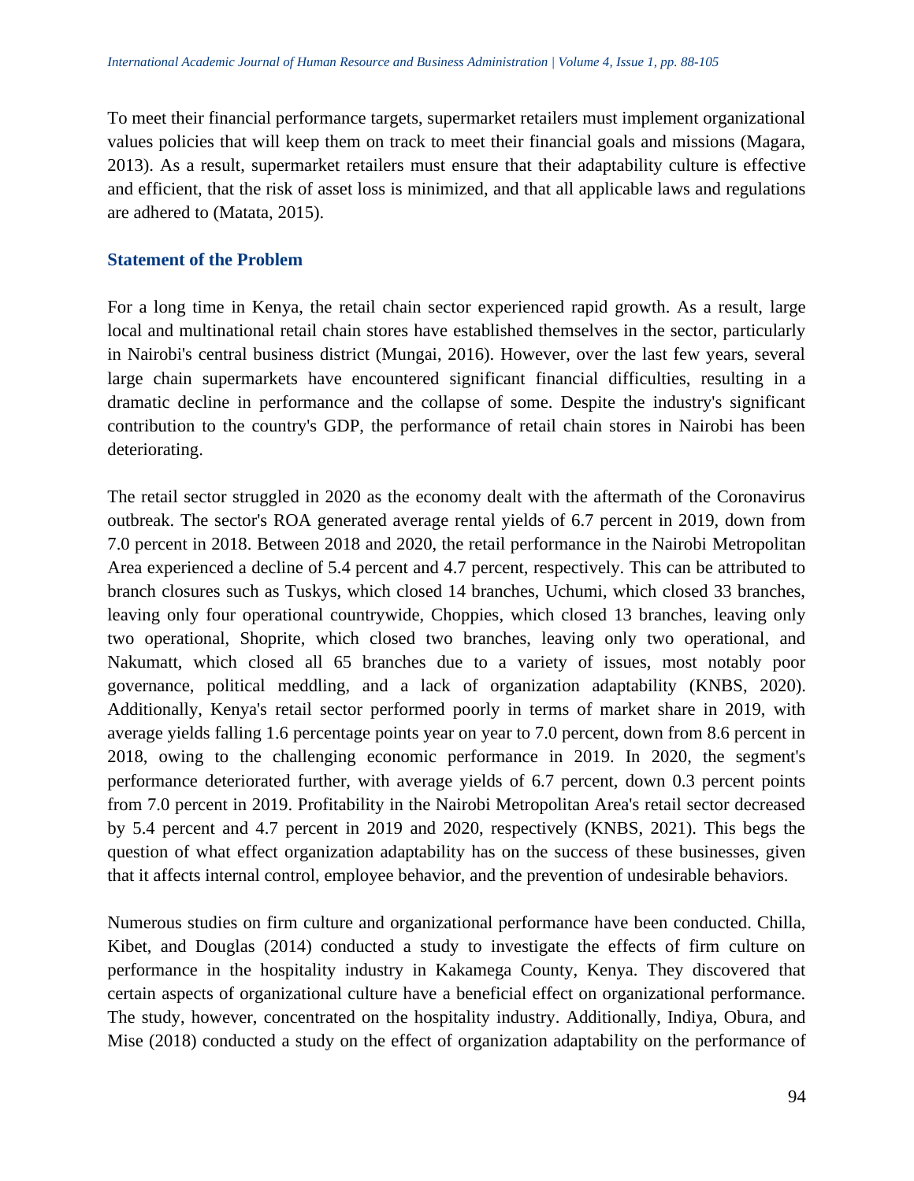To meet their financial performance targets, supermarket retailers must implement organizational values policies that will keep them on track to meet their financial goals and missions (Magara, 2013). As a result, supermarket retailers must ensure that their adaptability culture is effective and efficient, that the risk of asset loss is minimized, and that all applicable laws and regulations are adhered to (Matata, 2015).

## Statement of the Problem

For a long time in Kenya, the retail chain sector experienced rapid growth. As a result, large local and multinational retail chain stores have established themselves in the sector, particularly in Nairobi's central business district (Mungai, 2016). However, over the last few years, several large chain supermarkets have encountered significant financial difficulties, resulting in a dramatic decline in performance and the collapse of some. Despite the industry's significant contribution to the country's GDP, the performance of retail chain stores in Nairobi has been deteriorating.

The retail sector struggled in 2020 as the economy dealt with the aftermath of the Coronavirus outbreak. The sector's ROA generated average rental yields of 6.7 percent in 2019, down from 7.0 percent in 2018. Between 2018 and 2020, the retail performance in the Nairobi Metropolitan Area experienced a decline of 5.4 percent and 4.7 percent, respectively. This can be attributed to branch closures such as Tuskys, which closed 14 branches, Uchumi, which closed 33 branches, leaving only four operational countrywide, Choppies, which closed 13 branches, leaving only two operational, Shoprite, which closed two branches, leaving only two operational, and Nakumatt, which closed all 65 branches due to a variety of issues, most notably poor governance, political meddling, and a lack of organization adaptability (KNBS, 2020). Additionally, Kenya's retail sector performed poorly in terms of market share in 2019, with average yields falling 1.6 percentage points year on year to 7.0 percent, down from 8.6 percent in 2018, owing to the challenging economic performance in 2019. In 2020, the segment's performance deteriorated further, with average yields of 6.7 percent, down 0.3 percent points from 7.0 percent in 2019. Profitability in the Nairobi Metropolitan Area's retail sector decreased by 5.4 percent and 4.7 percent in 2019 and 2020, respectively (KNBS, 2021). This begs the question of what effect organization adaptability has on the success of these businesses, given that it affects internal control, employee behavior, and the prevention of undesirable behaviors.

Numerous studies on firm culture and organizational performance have been conducted. Chilla, Kibet, and Douglas (2014) conducted a study to investigate the effects of firm culture on performance in the hospitality industry in Kakamega County, Kenya. They discovered that certain aspects of organizational culture have a beneficial effect on organizational performance. The study, however, concentrated on the hospitality industry. Additionally, Indiya, Obura, and Mise (2018) conducted a study on the effect of organization adaptability on the performance of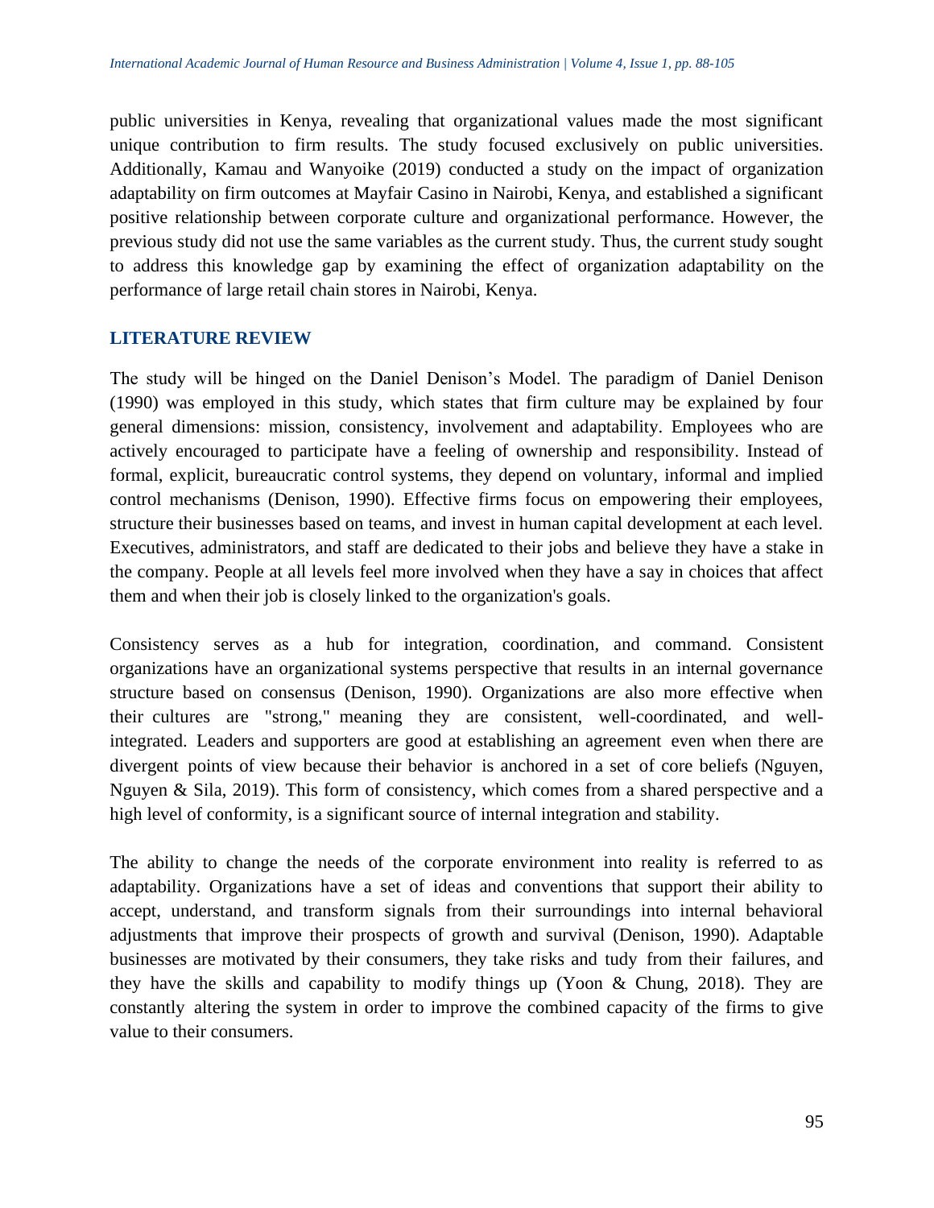public universities in Kenya, revealing that organizational values made the most significant unique contribution to firm results. The study focused exclusively on public universities. Additionally, Kamau and Wanyoike (2019) conducted a study on the impact of organization adaptability on firm outcomes at Mayfair Casino in Nairobi, Kenya, and established a significant positive relationship between corporate culture and organizational performance. However, the previous study did not use the same variables as the current study. Thus, the current study sought to address this knowledge gap by examining the effect of organization adaptability on the performance of large retail chain stores in Nairobi, Kenya.

## LITERATURE REVIEW

The study will be hinged on the Daniel Denison's Model. The paradigm of Daniel Denison (1990) was employed in this study, which states that firm culture may be explained by four general dimensions: mission, consistency, involvement and adaptability. Employees who are actively encouraged to participate have a feeling of ownership and responsibility. Instead of formal, explicit, bureaucratic control systems, they depend on voluntary, informal and implied control mechanisms (Denison, 1990). Effective firms focus on empowering their employees, structure their businesses based on teams, and invest in human capital development at each level. Executives, administrators, and staff are dedicated to their jobs and believe they have a stake in the company. People at all levels feel more involved when they have a say in choices that affect them and when their job is closely linked to the organization's goals.

Consistency serves as a hub for integration, coordination, and command. Consistent organizations have an organizational systems perspective that results in an internal governance structure based on consensus (Denison, 1990). Organizations are also more effective when their cultures are "strong," meaning they are consistent, well-coordinated, and well-integrated. Leaders and supporters are good at establishing an agreement even when there are divergent points of view because their behavior is anchored in a set of core beliefs (Nguyen, Nguyen & Sila, 2019). This form of consistency, which comes from a shared perspective and a high level of conformity, is a significant source of internal integration and stability.

The ability to change the needs of the corporate environment into reality is referred to as adaptability. Organizations have a set of ideas and conventions that support their ability to accept, understand, and transform signals from their surroundings into internal behavioral adjustments that improve their prospects of growth and survival (Denison, 1990). Adaptable businesses are motivated by their consumers, they take risks and tudy from their failures, and they have the skills and capability to modify things up (Yoon & Chung, 2018). They are constantly altering the system in order to improve the combined capacity of the firms to give value to their consumers.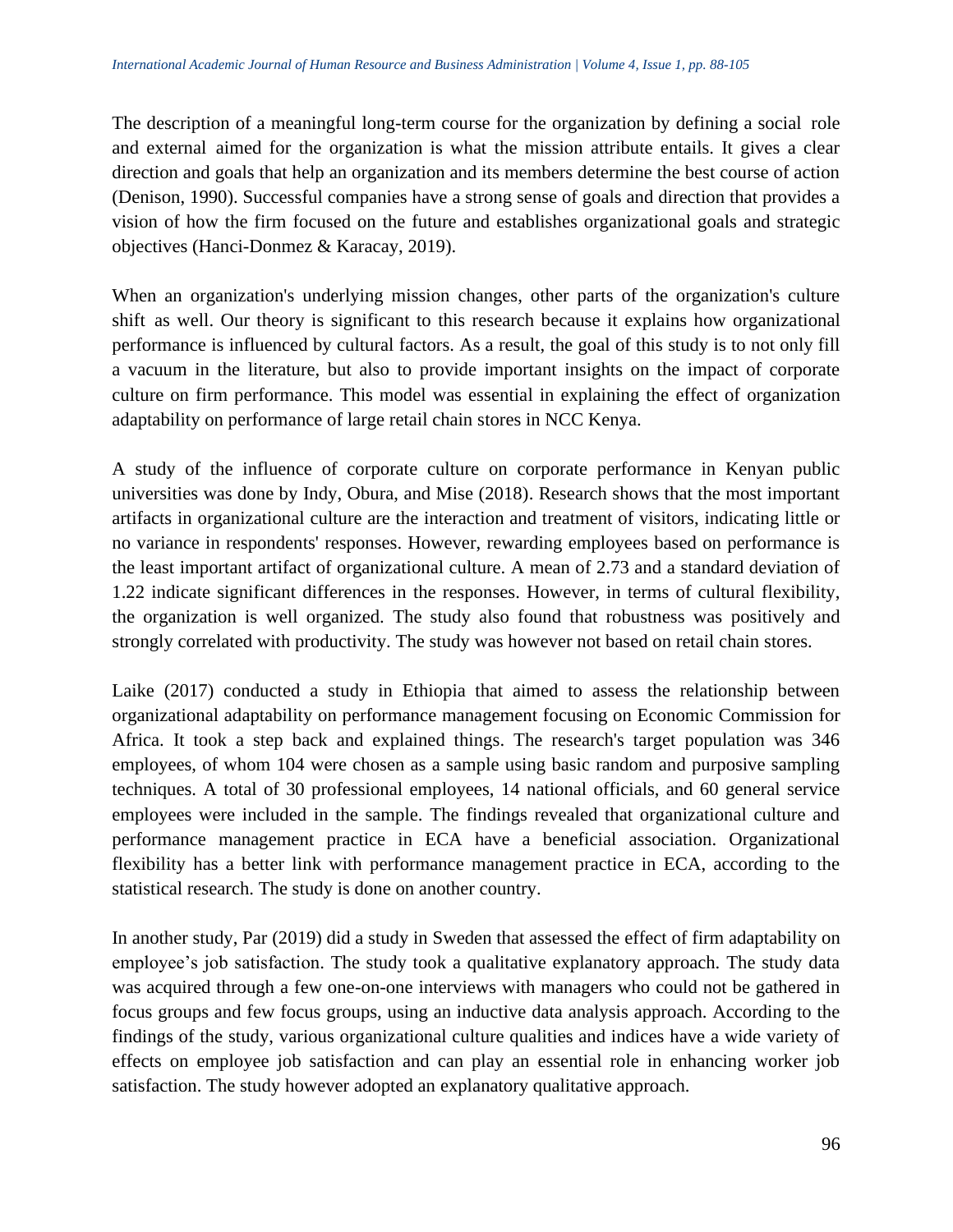The description of a meaningful long-term course for the organization by defining a social role and external aimed for the organization is what the mission attribute entails. It gives a clear direction and goals that help an organization and its members determine the best course of action (Denison, 1990). Successful companies have a strong sense of goals and direction that provides a vision of how the firm focused on the future and establishes organizational goals and strategic objectives (Hanci-Donmez & Karacay, 2019).

When an organization's underlying mission changes, other parts of the organization's culture shift as well. Our theory is significant to this research because it explains how organizational performance is influenced by cultural factors. As a result, the goal of this study is to not only fill a vacuum in the literature, but also to provide important insights on the impact of corporate culture on firm performance. This model was essential in explaining the effect of organization adaptability on performance of large retail chain stores in NCC Kenya.

A study of the influence of corporate culture on corporate performance in Kenyan public universities was done by Indy, Obura, and Mise (2018). Research shows that the most important artifacts in organizational culture are the interaction and treatment of visitors, indicating little or no variance in respondents' responses. However, rewarding employees based on performance is the least important artifact of organizational culture. A mean of 2.73 and a standard deviation of 1.22 indicate significant differences in the responses. However, in terms of cultural flexibility, the organization is well organized. The study also found that robustness was positively and strongly correlated with productivity. The study was however not based on retail chain stores.

Laike (2017) conducted a study in Ethiopia that aimed to assess the relationship between organizational adaptability on performance management focusing on Economic Commission for Africa. It took a step back and explained things. The research's target population was 346 employees, of whom 104 were chosen as a sample using basic random and purposive sampling techniques. A total of 30 professional employees, 14 national officials, and 60 general service employees were included in the sample. The findings revealed that organizational culture and performance management practice in ECA have a beneficial association. Organizational flexibility has a better link with performance management practice in ECA, according to the statistical research. The study is done on another country.

In another study, Par (2019) did a study in Sweden that assessed the effect of firm adaptability on employee's job satisfaction. The study took a qualitative explanatory approach. The study data was acquired through a few one-on-one interviews with managers who could not be gathered in focus groups and few focus groups, using an inductive data analysis approach. According to the findings of the study, various organizational culture qualities and indices have a wide variety of effects on employee job satisfaction and can play an essential role in enhancing worker job satisfaction. The study however adopted an explanatory qualitative approach.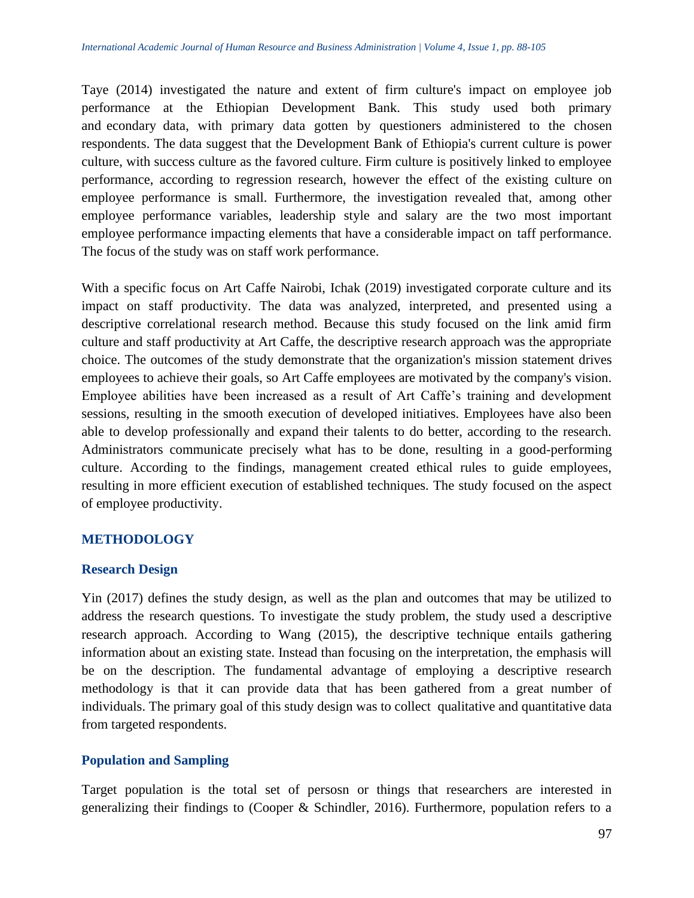Taye (2014) investigated the nature and extent of firm culture's impact on employee job performance at the Ethiopian Development Bank. This study used both primary and econdary data, with primary data gotten by questioners administered to the chosen respondents. The data suggest that the Development Bank of Ethiopia's current culture is power culture, with success culture as the favored culture. Firm culture is positively linked to employee performance, according to regression research, however the effect of the existing culture on employee performance is small. Furthermore, the investigation revealed that, among other employee performance variables, leadership style and salary are the two most important employee performance impacting elements that have a considerable impact on taff performance. The focus of the study was on staff work performance.

With a specific focus on Art Caffe Nairobi, Ichak (2019) investigated corporate culture and its impact on staff productivity. The data was analyzed, interpreted, and presented using a descriptive correlational research method. Because this study focused on the link amid firm culture and staff productivity at Art Caffe, the descriptive research approach was the appropriate choice. The outcomes of the study demonstrate that the organization's mission statement drives employees to achieve their goals, so Art Caffe employees are motivated by the company's vision. Employee abilities have been increased as a result of Art Caffe's training and development sessions, resulting in the smooth execution of developed initiatives. Employees have also been able to develop professionally and expand their talents to do better, according to the research. Administrators communicate precisely what has to be done, resulting in a good-performing culture. According to the findings, management created ethical rules to guide employees, resulting in more efficient execution of established techniques. The study focused on the aspect of employee productivity.

## METHODOLOGY

### Research Design

Yin (2017) defines the study design, as well as the plan and outcomes that may be utilized to address the research questions. To investigate the study problem, the study used a descriptive research approach. According to Wang (2015), the descriptive technique entails gathering information about an existing state. Instead than focusing on the interpretation, the emphasis will be on the description. The fundamental advantage of employing a descriptive research methodology is that it can provide data that has been gathered from a great number of individuals. The primary goal of this study design was to collect qualitative and quantitative data from targeted respondents.

### Population and Sampling

Target population is the total set of persosn or things that researchers are interested in generalizing their findings to (Cooper & Schindler, 2016). Furthermore, population refers to a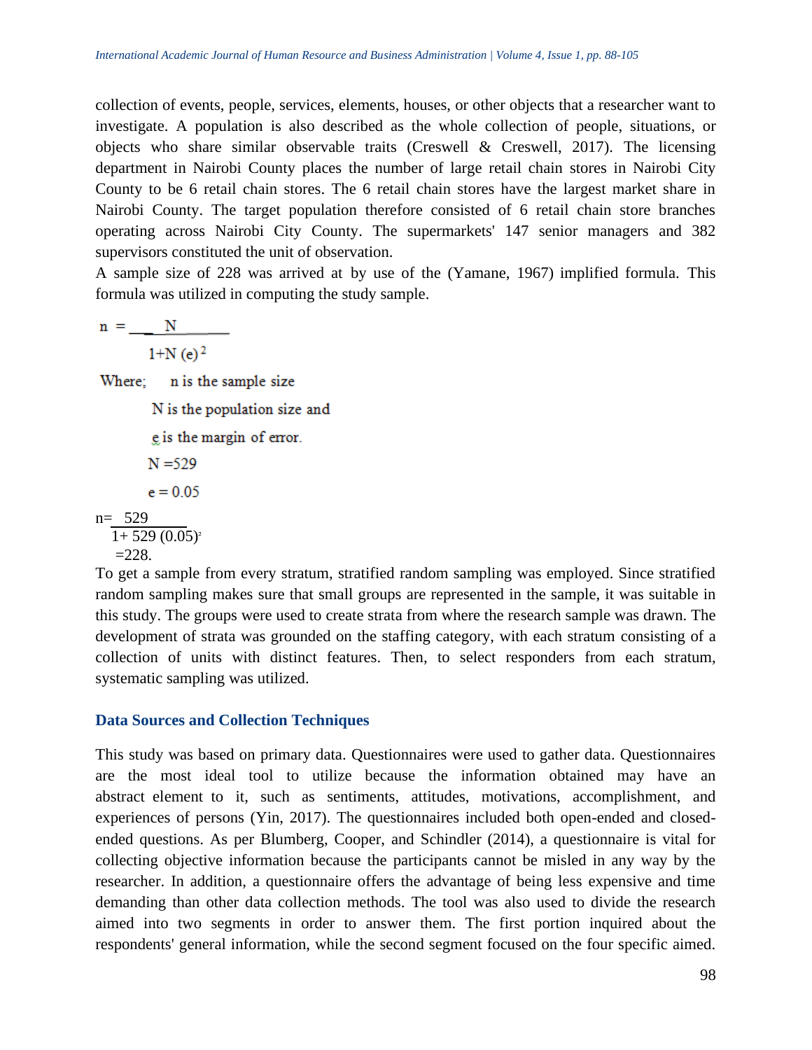collection of events, people, services, elements, houses, or other objects that a researcher want to investigate. A population is also described as the whole collection of people, situations, or objects who share similar observable traits (Creswell & Creswell, 2017). The licensing department in Nairobi County places the number of large retail chain stores in Nairobi City County to be 6 retail chain stores. The 6 retail chain stores have the largest market share in Nairobi County. The target population therefore consisted of 6 retail chain store branches operating across Nairobi City County. The supermarkets' 147 senior managers and 382 supervisors constituted the unit of observation.

A sample size of 228 was arrived at by use of the (Yamane, 1967) implified formula. This formula was utilized in computing the study sample.

$$n = \frac{N}{1+N(e)^2}$$

Where; n is the sample size

N is the population size and

e is the margin of error.

N =529

e = 0.05

$$n = \frac{529}{1+529\,(0.05)^2}$$

=228.

To get a sample from every stratum, stratified random sampling was employed. Since stratified random sampling makes sure that small groups are represented in the sample, it was suitable in this study. The groups were used to create strata from where the research sample was drawn. The development of strata was grounded on the staffing category, with each stratum consisting of a collection of units with distinct features. Then, to select responders from each stratum, systematic sampling was utilized.

## Data Sources and Collection Techniques

This study was based on primary data. Questionnaires were used to gather data. Questionnaires are the most ideal tool to utilize because the information obtained may have an abstract element to it, such as sentiments, attitudes, motivations, accomplishment, and experiences of persons (Yin, 2017). The questionnaires included both open-ended and closed-ended questions. As per Blumberg, Cooper, and Schindler (2014), a questionnaire is vital for collecting objective information because the participants cannot be misled in any way by the researcher. In addition, a questionnaire offers the advantage of being less expensive and time demanding than other data collection methods. The tool was also used to divide the research aimed into two segments in order to answer them. The first portion inquired about the respondents' general information, while the second segment focused on the four specific aimed.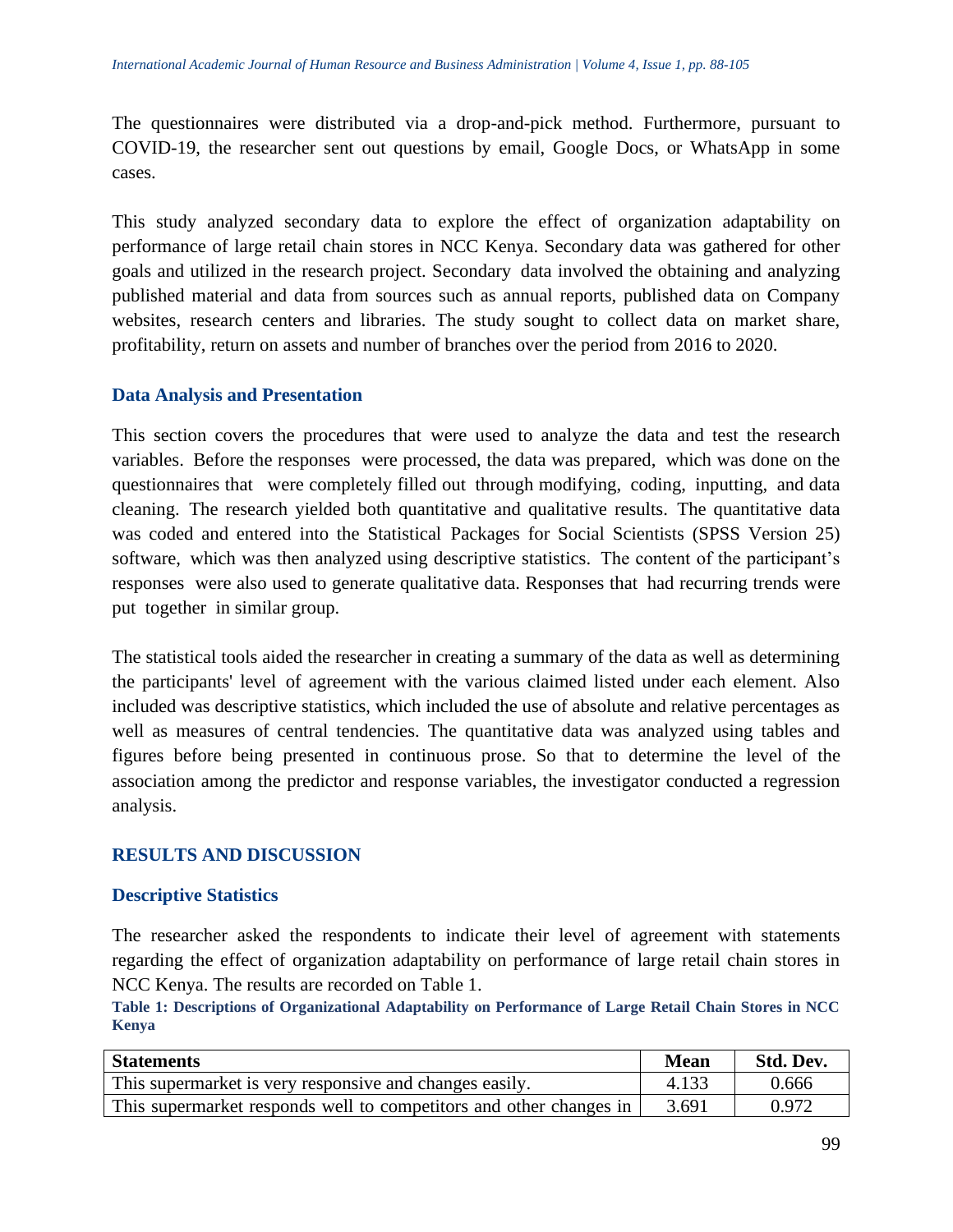The questionnaires were distributed via a drop-and-pick method. Furthermore, pursuant to COVID-19, the researcher sent out questions by email, Google Docs, or WhatsApp in some cases.

This study analyzed secondary data to explore the effect of organization adaptability on performance of large retail chain stores in NCC Kenya. Secondary data was gathered for other goals and utilized in the research project. Secondary data involved the obtaining and analyzing published material and data from sources such as annual reports, published data on Company websites, research centers and libraries. The study sought to collect data on market share, profitability, return on assets and number of branches over the period from 2016 to 2020.

### Data Analysis and Presentation

This section covers the procedures that were used to analyze the data and test the research variables. Before the responses were processed, the data was prepared, which was done on the questionnaires that were completely filled out through modifying, coding, inputting, and data cleaning. The research yielded both quantitative and qualitative results. The quantitative data was coded and entered into the Statistical Packages for Social Scientists (SPSS Version 25) software, which was then analyzed using descriptive statistics. The content of the participant's responses were also used to generate qualitative data. Responses that had recurring trends were put together in similar group.

The statistical tools aided the researcher in creating a summary of the data as well as determining the participants' level of agreement with the various claimed listed under each element. Also included was descriptive statistics, which included the use of absolute and relative percentages as well as measures of central tendencies. The quantitative data was analyzed using tables and figures before being presented in continuous prose. So that to determine the level of the association among the predictor and response variables, the investigator conducted a regression analysis.

## RESULTS AND DISCUSSION

### Descriptive Statistics

The researcher asked the respondents to indicate their level of agreement with statements regarding the effect of organization adaptability on performance of large retail chain stores in NCC Kenya. The results are recorded on Table 1.

**Table 1: Descriptions of Organizational Adaptability on Performance of Large Retail Chain Stores in NCC Kenya**

| Statements | Mean | Std. Dev. |
|---|---|---|
| This supermarket is very responsive and changes easily. | 4.133 | 0.666 |
| This supermarket responds well to competitors and other changes in | 3.691 | 0.972 |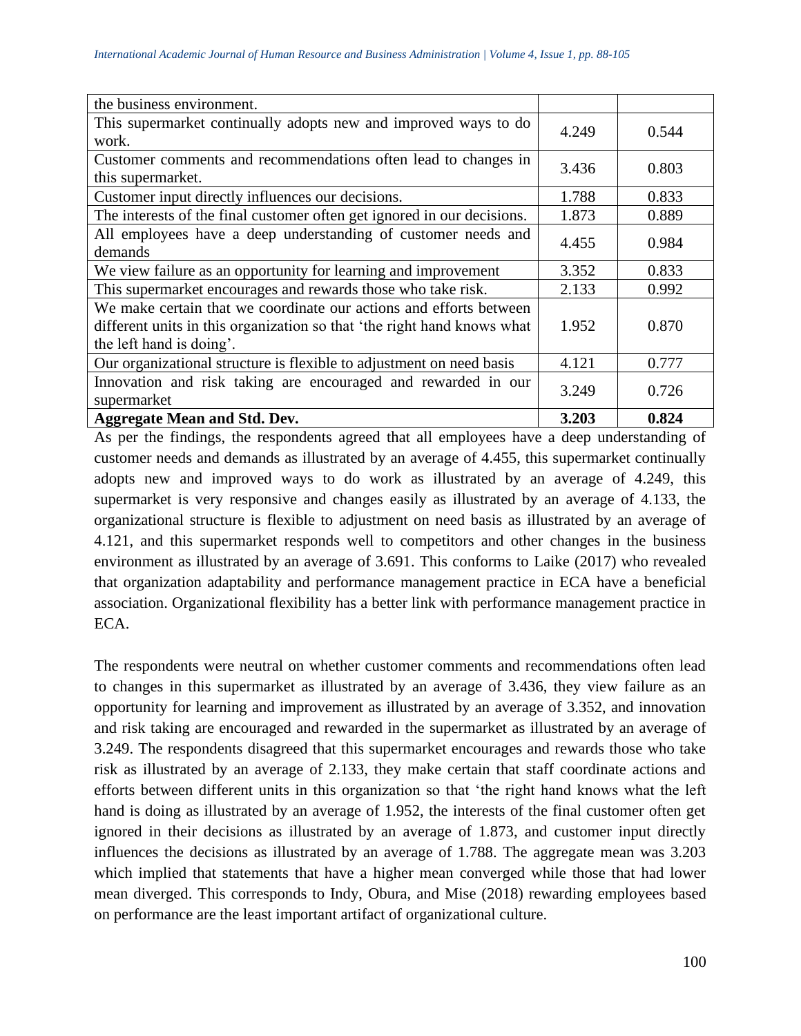| | | |
|---|---|---|
| the business environment. | | |
| This supermarket continually adopts new and improved ways to do work. | 4.249 | 0.544 |
| Customer comments and recommendations often lead to changes in this supermarket. | 3.436 | 0.803 |
| Customer input directly influences our decisions. | 1.788 | 0.833 |
| The interests of the final customer often get ignored in our decisions. | 1.873 | 0.889 |
| All employees have a deep understanding of customer needs and demands | 4.455 | 0.984 |
| We view failure as an opportunity for learning and improvement | 3.352 | 0.833 |
| This supermarket encourages and rewards those who take risk. | 2.133 | 0.992 |
| We make certain that we coordinate our actions and efforts between different units in this organization so that 'the right hand knows what the left hand is doing'. | 1.952 | 0.870 |
| Our organizational structure is flexible to adjustment on need basis | 4.121 | 0.777 |
| Innovation and risk taking are encouraged and rewarded in our supermarket | 3.249 | 0.726 |
| **Aggregate Mean and Std. Dev.** | **3.203** | **0.824** |

As per the findings, the respondents agreed that all employees have a deep understanding of customer needs and demands as illustrated by an average of 4.455, this supermarket continually adopts new and improved ways to do work as illustrated by an average of 4.249, this supermarket is very responsive and changes easily as illustrated by an average of 4.133, the organizational structure is flexible to adjustment on need basis as illustrated by an average of 4.121, and this supermarket responds well to competitors and other changes in the business environment as illustrated by an average of 3.691. This conforms to Laike (2017) who revealed that organization adaptability and performance management practice in ECA have a beneficial association. Organizational flexibility has a better link with performance management practice in ECA.

The respondents were neutral on whether customer comments and recommendations often lead to changes in this supermarket as illustrated by an average of 3.436, they view failure as an opportunity for learning and improvement as illustrated by an average of 3.352, and innovation and risk taking are encouraged and rewarded in the supermarket as illustrated by an average of 3.249. The respondents disagreed that this supermarket encourages and rewards those who take risk as illustrated by an average of 2.133, they make certain that staff coordinate actions and efforts between different units in this organization so that 'the right hand knows what the left hand is doing as illustrated by an average of 1.952, the interests of the final customer often get ignored in their decisions as illustrated by an average of 1.873, and customer input directly influences the decisions as illustrated by an average of 1.788. The aggregate mean was 3.203 which implied that statements that have a higher mean converged while those that had lower mean diverged. This corresponds to Indy, Obura, and Mise (2018) rewarding employees based on performance are the least important artifact of organizational culture.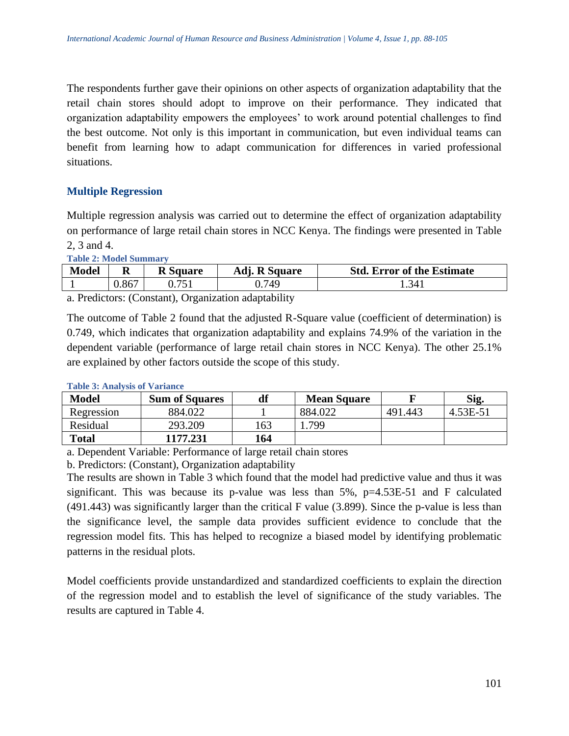The respondents further gave their opinions on other aspects of organization adaptability that the retail chain stores should adopt to improve on their performance. They indicated that organization adaptability empowers the employees' to work around potential challenges to find the best outcome. Not only is this important in communication, but even individual teams can benefit from learning how to adapt communication for differences in varied professional situations.

## Multiple Regression

Multiple regression analysis was carried out to determine the effect of organization adaptability on performance of large retail chain stores in NCC Kenya. The findings were presented in Table 2, 3 and 4.

**Table 2: Model Summary**

| Model | R | R Square | Adj. R Square | Std. Error of the Estimate |
|---|---|---|---|---|
| 1 | 0.867 | 0.751 | 0.749 | 1.341 |

a. Predictors: (Constant), Organization adaptability

The outcome of Table 2 found that the adjusted R-Square value (coefficient of determination) is 0.749, which indicates that organization adaptability and explains 74.9% of the variation in the dependent variable (performance of large retail chain stores in NCC Kenya). The other 25.1% are explained by other factors outside the scope of this study.

**Table 3: Analysis of Variance**

| Model | Sum of Squares | df | Mean Square | F | Sig. |
|---|---|---|---|---|---|
| Regression | 884.022 | 1 | 884.022 | 491.443 | 4.53E-51 |
| Residual | 293.209 | 163 | 1.799 | | |
| **Total** | **1177.231** | **164** | | | |

a. Dependent Variable: Performance of large retail chain stores

b. Predictors: (Constant), Organization adaptability

The results are shown in Table 3 which found that the model had predictive value and thus it was significant. This was because its p-value was less than 5%, p=4.53E-51 and F calculated (491.443) was significantly larger than the critical F value (3.899). Since the p-value is less than the significance level, the sample data provides sufficient evidence to conclude that the regression model fits. This has helped to recognize a biased model by identifying problematic patterns in the residual plots.

Model coefficients provide unstandardized and standardized coefficients to explain the direction of the regression model and to establish the level of significance of the study variables. The results are captured in Table 4.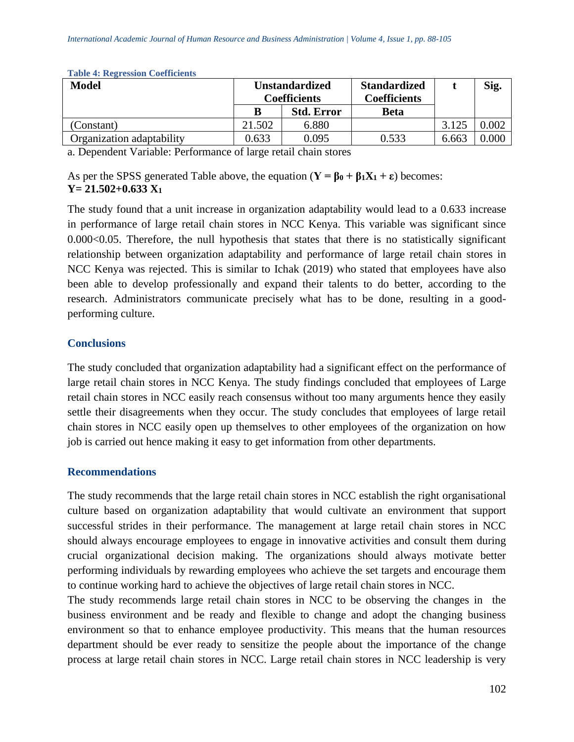**Table 4: Regression Coefficients**

| Model | Unstandardized Coefficients | | Standardized Coefficients | t | Sig. |
|---|---|---|---|---|---|
| | B | Std. Error | Beta | | |
| (Constant) | 21.502 | 6.880 | | 3.125 | 0.002 |
| Organization adaptability | 0.633 | 0.095 | 0.533 | 6.663 | 0.000 |

a. Dependent Variable: Performance of large retail chain stores

As per the SPSS generated Table above, the equation ($\mathbf{Y = \beta_0 + \beta_1 X_1 + \varepsilon}$) becomes:
$\mathbf{Y= 21.502+0.633\ X_1}$

The study found that a unit increase in organization adaptability would lead to a 0.633 increase in performance of large retail chain stores in NCC Kenya. This variable was significant since 0.000<0.05. Therefore, the null hypothesis that states that there is no statistically significant relationship between organization adaptability and performance of large retail chain stores in NCC Kenya was rejected. This is similar to Ichak (2019) who stated that employees have also been able to develop professionally and expand their talents to do better, according to the research. Administrators communicate precisely what has to be done, resulting in a good-performing culture.

## Conclusions

The study concluded that organization adaptability had a significant effect on the performance of large retail chain stores in NCC Kenya. The study findings concluded that employees of Large retail chain stores in NCC easily reach consensus without too many arguments hence they easily settle their disagreements when they occur. The study concludes that employees of large retail chain stores in NCC easily open up themselves to other employees of the organization on how job is carried out hence making it easy to get information from other departments.

## Recommendations

The study recommends that the large retail chain stores in NCC establish the right organisational culture based on organization adaptability that would cultivate an environment that support successful strides in their performance. The management at large retail chain stores in NCC should always encourage employees to engage in innovative activities and consult them during crucial organizational decision making. The organizations should always motivate better performing individuals by rewarding employees who achieve the set targets and encourage them to continue working hard to achieve the objectives of large retail chain stores in NCC.

The study recommends large retail chain stores in NCC to be observing the changes in the business environment and be ready and flexible to change and adopt the changing business environment so that to enhance employee productivity. This means that the human resources department should be ever ready to sensitize the people about the importance of the change process at large retail chain stores in NCC. Large retail chain stores in NCC leadership is very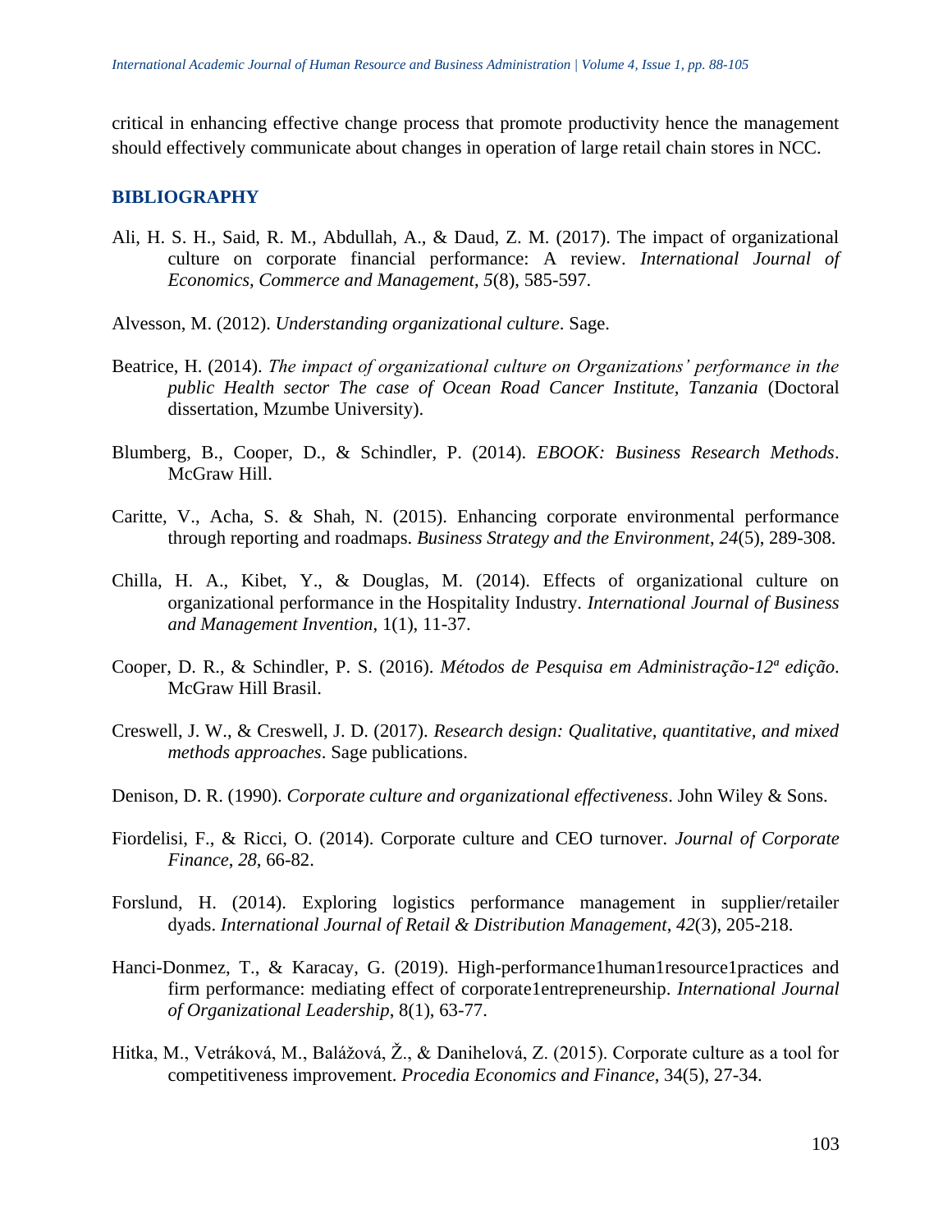critical in enhancing effective change process that promote productivity hence the management should effectively communicate about changes in operation of large retail chain stores in NCC.

## BIBLIOGRAPHY

Ali, H. S. H., Said, R. M., Abdullah, A., & Daud, Z. M. (2017). The impact of organizational culture on corporate financial performance: A review. *International Journal of Economics, Commerce and Management*, *5*(8), 585-597.

Alvesson, M. (2012). *Understanding organizational culture*. Sage.

Beatrice, H. (2014). *The impact of organizational culture on Organizations' performance in the public Health sector The case of Ocean Road Cancer Institute, Tanzania* (Doctoral dissertation, Mzumbe University).

Blumberg, B., Cooper, D., & Schindler, P. (2014). *EBOOK: Business Research Methods*. McGraw Hill.

Caritte, V., Acha, S. & Shah, N. (2015). Enhancing corporate environmental performance through reporting and roadmaps. *Business Strategy and the Environment*, *24*(5), 289-308.

Chilla, H. A., Kibet, Y., & Douglas, M. (2014). Effects of organizational culture on organizational performance in the Hospitality Industry. *International Journal of Business and Management Invention*, 1(1), 11-37.

Cooper, D. R., & Schindler, P. S. (2016). *Métodos de Pesquisa em Administração-12ª edição*. McGraw Hill Brasil.

Creswell, J. W., & Creswell, J. D. (2017). *Research design: Qualitative, quantitative, and mixed methods approaches*. Sage publications.

Denison, D. R. (1990). *Corporate culture and organizational effectiveness*. John Wiley & Sons.

Fiordelisi, F., & Ricci, O. (2014). Corporate culture and CEO turnover. *Journal of Corporate Finance*, *28*, 66-82.

Forslund, H. (2014). Exploring logistics performance management in supplier/retailer dyads. *International Journal of Retail & Distribution Management*, *42*(3), 205-218.

Hanci-Donmez, T., & Karacay, G. (2019). High-performance1human1resource1practices and firm performance: mediating effect of corporate1entrepreneurship. *International Journal of Organizational Leadership*, 8(1), 63-77.

Hitka, M., Vetráková, M., Balážová, Ž., & Danihelová, Z. (2015). Corporate culture as a tool for competitiveness improvement. *Procedia Economics and Finance*, 34(5), 27-34.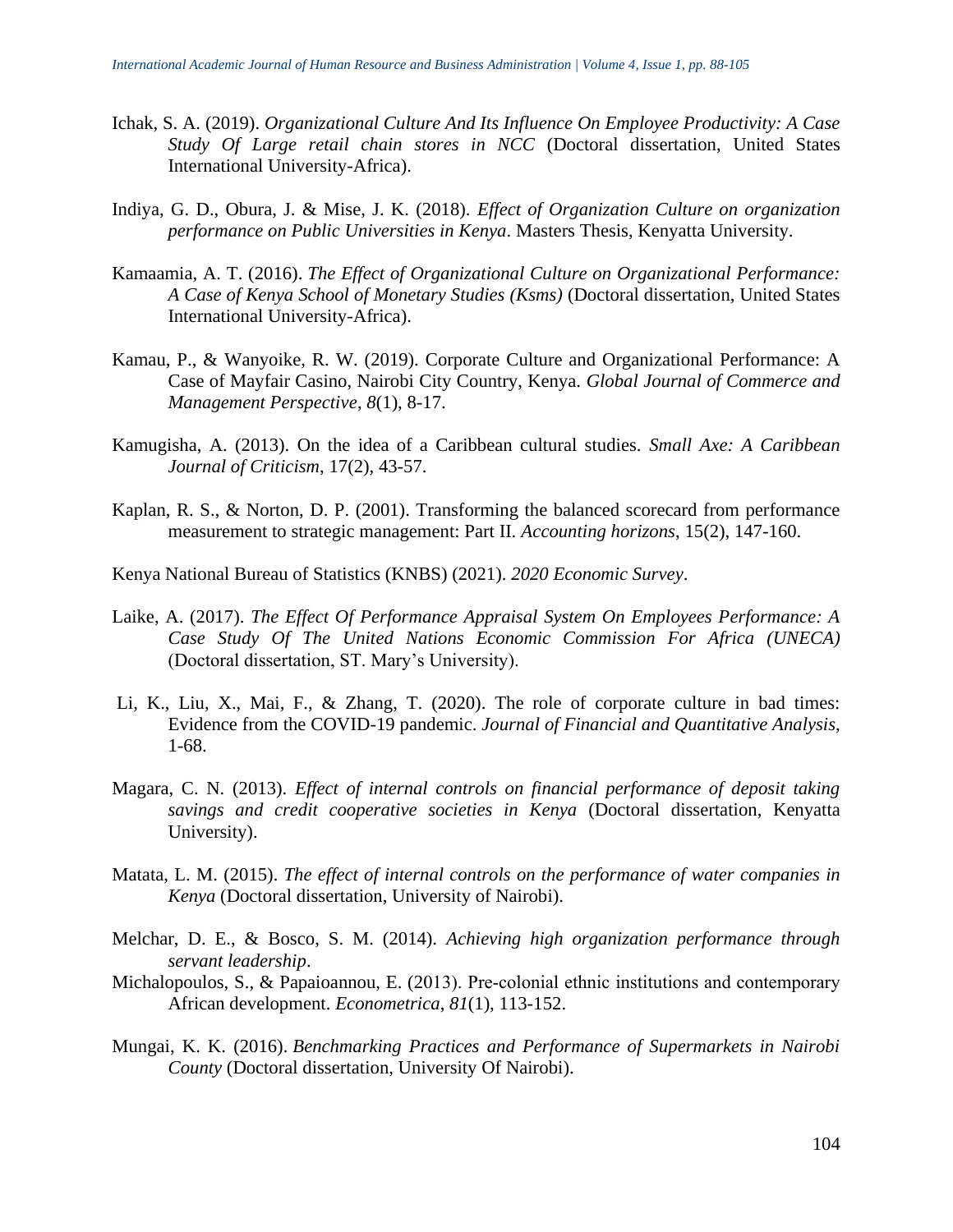Ichak, S. A. (2019). *Organizational Culture And Its Influence On Employee Productivity: A Case Study Of Large retail chain stores in NCC* (Doctoral dissertation, United States International University-Africa).

Indiya, G. D., Obura, J. & Mise, J. K. (2018). *Effect of Organization Culture on organization performance on Public Universities in Kenya*. Masters Thesis, Kenyatta University.

Kamaamia, A. T. (2016). *The Effect of Organizational Culture on Organizational Performance: A Case of Kenya School of Monetary Studies (Ksms)* (Doctoral dissertation, United States International University-Africa).

Kamau, P., & Wanyoike, R. W. (2019). Corporate Culture and Organizational Performance: A Case of Mayfair Casino, Nairobi City Country, Kenya. *Global Journal of Commerce and Management Perspective*, *8*(1), 8-17.

Kamugisha, A. (2013). On the idea of a Caribbean cultural studies. *Small Axe: A Caribbean Journal of Criticism*, 17(2), 43-57.

Kaplan, R. S., & Norton, D. P. (2001). Transforming the balanced scorecard from performance measurement to strategic management: Part II. *Accounting horizons*, 15(2), 147-160.

Kenya National Bureau of Statistics (KNBS) (2021). *2020 Economic Survey*.

Laike, A. (2017). *The Effect Of Performance Appraisal System On Employees Performance: A Case Study Of The United Nations Economic Commission For Africa (UNECA)* (Doctoral dissertation, ST. Mary's University).

Li, K., Liu, X., Mai, F., & Zhang, T. (2020). The role of corporate culture in bad times: Evidence from the COVID-19 pandemic. *Journal of Financial and Quantitative Analysis*, 1-68.

Magara, C. N. (2013). *Effect of internal controls on financial performance of deposit taking savings and credit cooperative societies in Kenya* (Doctoral dissertation, Kenyatta University).

Matata, L. M. (2015). *The effect of internal controls on the performance of water companies in Kenya* (Doctoral dissertation, University of Nairobi).

Melchar, D. E., & Bosco, S. M. (2014). *Achieving high organization performance through servant leadership*.

Michalopoulos, S., & Papaioannou, E. (2013). Pre-colonial ethnic institutions and contemporary African development. *Econometrica*, *81*(1), 113-152.

Mungai, K. K. (2016). *Benchmarking Practices and Performance of Supermarkets in Nairobi County* (Doctoral dissertation, University Of Nairobi).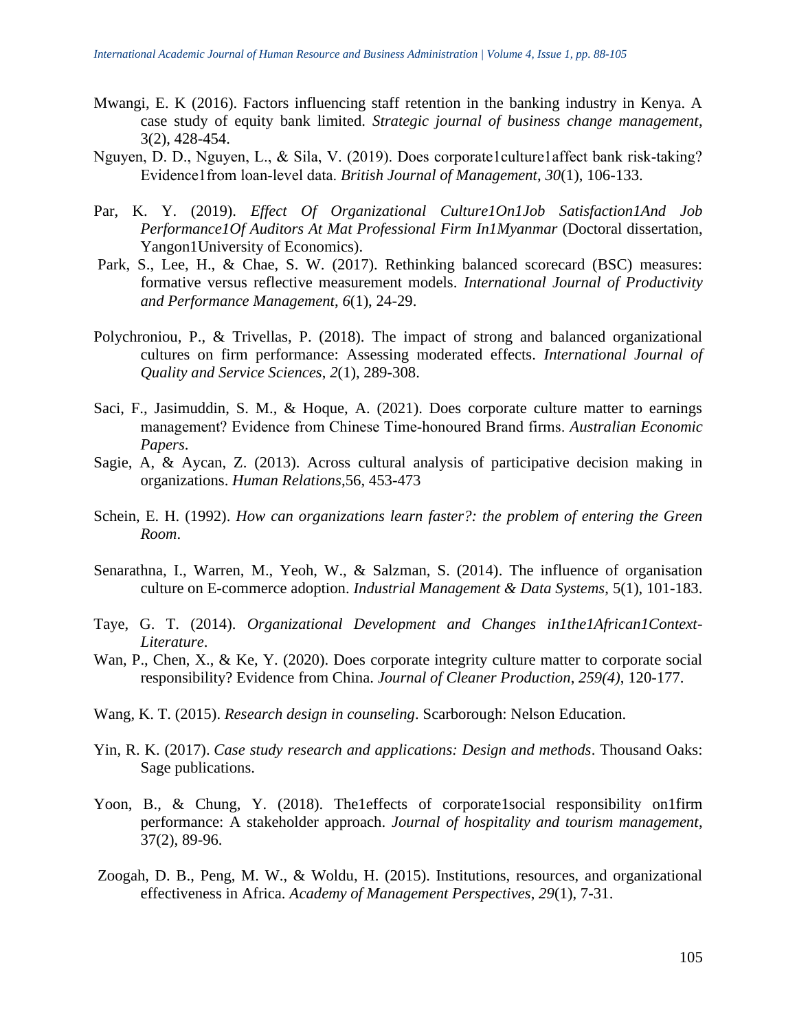Mwangi, E. K (2016). Factors influencing staff retention in the banking industry in Kenya. A case study of equity bank limited. *Strategic journal of business change management*, 3(2), 428-454.

Nguyen, D. D., Nguyen, L., & Sila, V. (2019). Does corporate1culture1affect bank risk-taking? Evidence1from loan-level data. *British Journal of Management*, *30*(1), 106-133.

Par, K. Y. (2019). *Effect Of Organizational Culture1On1Job Satisfaction1And Job Performance1Of Auditors At Mat Professional Firm In1Myanmar* (Doctoral dissertation, Yangon1University of Economics).

Park, S., Lee, H., & Chae, S. W. (2017). Rethinking balanced scorecard (BSC) measures: formative versus reflective measurement models. *International Journal of Productivity and Performance Management*, *6*(1), 24-29.

Polychroniou, P., & Trivellas, P. (2018). The impact of strong and balanced organizational cultures on firm performance: Assessing moderated effects. *International Journal of Quality and Service Sciences*, *2*(1), 289-308.

Saci, F., Jasimuddin, S. M., & Hoque, A. (2021). Does corporate culture matter to earnings management? Evidence from Chinese Time-honoured Brand firms. *Australian Economic Papers*.

Sagie, A, & Aycan, Z. (2013). Across cultural analysis of participative decision making in organizations. *Human Relations*,56, 453-473

Schein, E. H. (1992). *How can organizations learn faster?: the problem of entering the Green Room*.

Senarathna, I., Warren, M., Yeoh, W., & Salzman, S. (2014). The influence of organisation culture on E-commerce adoption. *Industrial Management & Data Systems*, 5(1), 101-183.

Taye, G. T. (2014). *Organizational Development and Changes in1the1African1Context-Literature*.

Wan, P., Chen, X., & Ke, Y. (2020). Does corporate integrity culture matter to corporate social responsibility? Evidence from China. *Journal of Cleaner Production*, *259(4)*, 120-177.

Wang, K. T. (2015). *Research design in counseling*. Scarborough: Nelson Education.

Yin, R. K. (2017). *Case study research and applications: Design and methods*. Thousand Oaks: Sage publications.

Yoon, B., & Chung, Y. (2018). The1effects of corporate1social responsibility on1firm performance: A stakeholder approach. *Journal of hospitality and tourism management*, 37(2), 89-96.

Zoogah, D. B., Peng, M. W., & Woldu, H. (2015). Institutions, resources, and organizational effectiveness in Africa. *Academy of Management Perspectives*, *29*(1), 7-31.